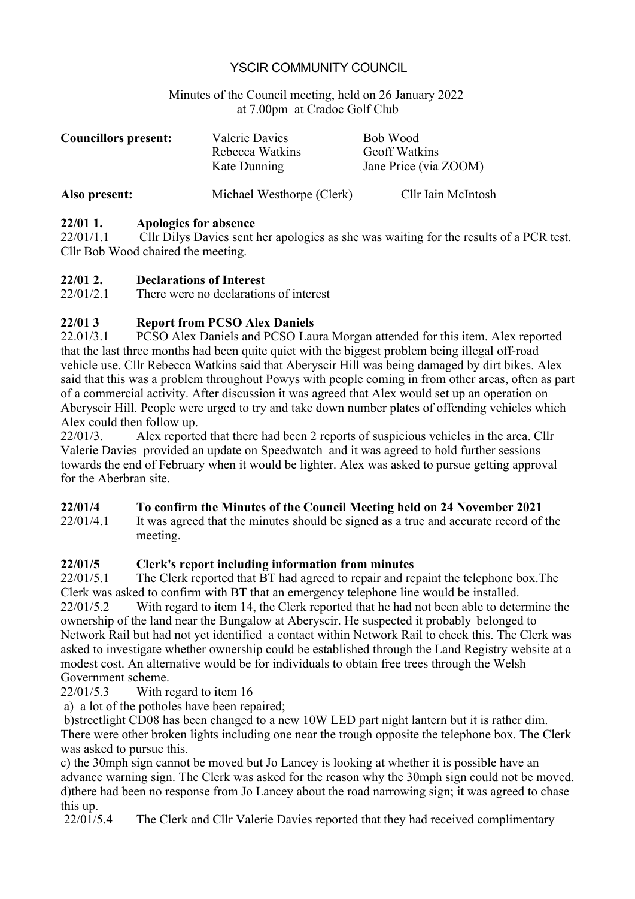# YSCIR COMMUNITY COUNCIL

Minutes of the Council meeting, held on 26 January 2022 at 7.00pm at Cradoc Golf Club

| **Councillors present:** | Valerie Davies | Bob Wood |
|---|---|---|
| | Rebecca Watkins | Geoff Watkins |
| | Kate Dunning | Jane Price (via ZOOM) |
| **Also present:** | Michael Westhorpe (Clerk) | Cllr Iain McIntosh |

**22/01 1. Apologies for absence**

22/01/1.1 Cllr Dilys Davies sent her apologies as she was waiting for the results of a PCR test. Cllr Bob Wood chaired the meeting.

**22/01 2. Declarations of Interest**

22/01/2.1 There were no declarations of interest

**22/01 3 Report from PCSO Alex Daniels**

22.01/3.1 PCSO Alex Daniels and PCSO Laura Morgan attended for this item. Alex reported that the last three months had been quite quiet with the biggest problem being illegal off-road vehicle use. Cllr Rebecca Watkins said that Aberyscir Hill was being damaged by dirt bikes. Alex said that this was a problem throughout Powys with people coming in from other areas, often as part of a commercial activity. After discussion it was agreed that Alex would set up an operation on Aberyscir Hill. People were urged to try and take down number plates of offending vehicles which Alex could then follow up.

22/01/3. Alex reported that there had been 2 reports of suspicious vehicles in the area. Cllr Valerie Davies provided an update on Speedwatch and it was agreed to hold further sessions towards the end of February when it would be lighter. Alex was asked to pursue getting approval for the Aberbran site.

**22/01/4 To confirm the Minutes of the Council Meeting held on 24 November 2021**

22/01/4.1 It was agreed that the minutes should be signed as a true and accurate record of the meeting.

**22/01/5 Clerk's report including information from minutes**

22/01/5.1 The Clerk reported that BT had agreed to repair and repaint the telephone box.The Clerk was asked to confirm with BT that an emergency telephone line would be installed.

22/01/5.2 With regard to item 14, the Clerk reported that he had not been able to determine the ownership of the land near the Bungalow at Aberyscir. He suspected it probably belonged to Network Rail but had not yet identified a contact within Network Rail to check this. The Clerk was asked to investigate whether ownership could be established through the Land Registry website at a modest cost. An alternative would be for individuals to obtain free trees through the Welsh Government scheme.

22/01/5.3 With regard to item 16

a) a lot of the potholes have been repaired;

b)streetlight CD08 has been changed to a new 10W LED part night lantern but it is rather dim. There were other broken lights including one near the trough opposite the telephone box. The Clerk was asked to pursue this.

c) the 30mph sign cannot be moved but Jo Lancey is looking at whether it is possible have an advance warning sign. The Clerk was asked for the reason why the 30mph sign could not be moved.

d)there had been no response from Jo Lancey about the road narrowing sign; it was agreed to chase this up.

22/01/5.4 The Clerk and Cllr Valerie Davies reported that they had received complimentary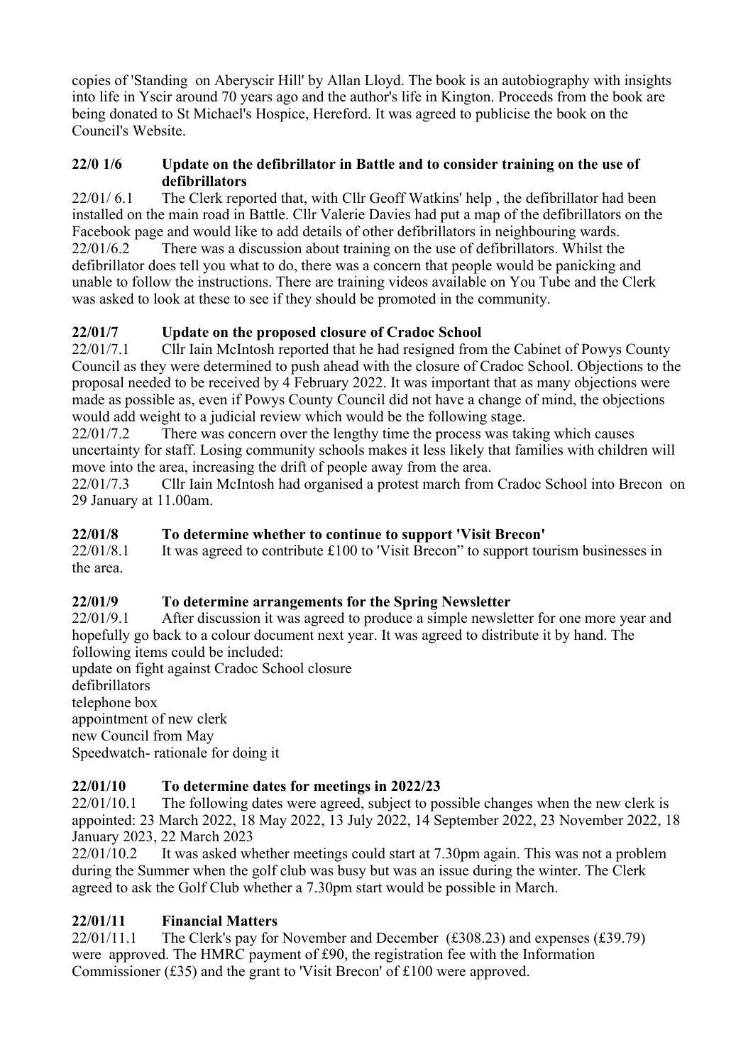copies of 'Standing  on Aberyscir Hill' by Allan Lloyd. The book is an autobiography with insights into life in Yscir around 70 years ago and the author's life in Kington. Proceeds from the book are being donated to St Michael's Hospice, Hereford. It was agreed to publicise the book on the Council's Website.

**22/0 1/6 Update on the defibrillator in Battle and to consider training on the use of defibrillators**

22/01/ 6.1 The Clerk reported that, with Cllr Geoff Watkins' help , the defibrillator had been installed on the main road in Battle. Cllr Valerie Davies had put a map of the defibrillators on the Facebook page and would like to add details of other defibrillators in neighbouring wards.

22/01/6.2 There was a discussion about training on the use of defibrillators. Whilst the defibrillator does tell you what to do, there was a concern that people would be panicking and unable to follow the instructions. There are training videos available on You Tube and the Clerk was asked to look at these to see if they should be promoted in the community.

**22/01/7 Update on the proposed closure of Cradoc School**

22/01/7.1 Cllr Iain McIntosh reported that he had resigned from the Cabinet of Powys County Council as they were determined to push ahead with the closure of Cradoc School. Objections to the proposal needed to be received by 4 February 2022. It was important that as many objections were made as possible as, even if Powys County Council did not have a change of mind, the objections would add weight to a judicial review which would be the following stage.

22/01/7.2 There was concern over the lengthy time the process was taking which causes uncertainty for staff. Losing community schools makes it less likely that families with children will move into the area, increasing the drift of people away from the area.

22/01/7.3 Cllr Iain McIntosh had organised a protest march from Cradoc School into Brecon  on 29 January at 11.00am.

**22/01/8 To determine whether to continue to support 'Visit Brecon'**

22/01/8.1 It was agreed to contribute £100 to 'Visit Brecon" to support tourism businesses in the area.

**22/01/9 To determine arrangements for the Spring Newsletter**

22/01/9.1 After discussion it was agreed to produce a simple newsletter for one more year and hopefully go back to a colour document next year. It was agreed to distribute it by hand. The following items could be included:

update on fight against Cradoc School closure
defibrillators
telephone box
appointment of new clerk
new Council from May
Speedwatch- rationale for doing it

**22/01/10 To determine dates for meetings in 2022/23**

22/01/10.1 The following dates were agreed, subject to possible changes when the new clerk is appointed: 23 March 2022, 18 May 2022, 13 July 2022, 14 September 2022, 23 November 2022, 18 January 2023, 22 March 2023

22/01/10.2 It was asked whether meetings could start at 7.30pm again. This was not a problem during the Summer when the golf club was busy but was an issue during the winter. The Clerk agreed to ask the Golf Club whether a 7.30pm start would be possible in March.

**22/01/11 Financial Matters**

22/01/11.1 The Clerk's pay for November and December  (£308.23) and expenses (£39.79) were  approved. The HMRC payment of £90, the registration fee with the Information Commissioner (£35) and the grant to 'Visit Brecon' of £100 were approved.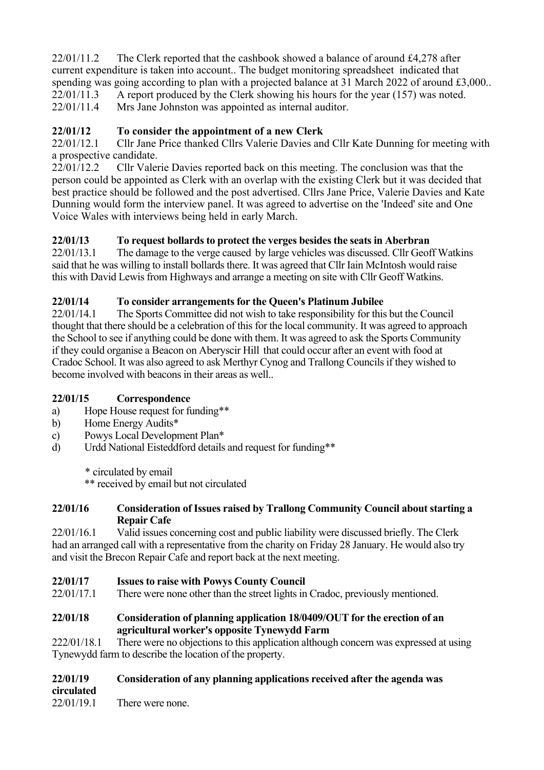22/01/11.2 The Clerk reported that the cashbook showed a balance of around £4,278 after current expenditure is taken into account.. The budget monitoring spreadsheet indicated that spending was going according to plan with a projected balance at 31 March 2022 of around £3,000..

22/01/11.3 A report produced by the Clerk showing his hours for the year (157) was noted.

22/01/11.4 Mrs Jane Johnston was appointed as internal auditor.

**22/01/12 To consider the appointment of a new Clerk**

22/01/12.1 Cllr Jane Price thanked Cllrs Valerie Davies and Cllr Kate Dunning for meeting with a prospective candidate.

22/01/12.2 Cllr Valerie Davies reported back on this meeting. The conclusion was that the person could be appointed as Clerk with an overlap with the existing Clerk but it was decided that best practice should be followed and the post advertised. Cllrs Jane Price, Valerie Davies and Kate Dunning would form the interview panel. It was agreed to advertise on the 'Indeed' site and One Voice Wales with interviews being held in early March.

**22/01/13 To request bollards to protect the verges besides the seats in Aberbran**

22/01/13.1 The damage to the verge caused by large vehicles was discussed. Cllr Geoff Watkins said that he was willing to install bollards there. It was agreed that Cllr Iain McIntosh would raise this with David Lewis from Highways and arrange a meeting on site with Cllr Geoff Watkins.

**22/01/14 To consider arrangements for the Queen's Platinum Jubilee**

22/01/14.1 The Sports Committee did not wish to take responsibility for this but the Council thought that there should be a celebration of this for the local community. It was agreed to approach the School to see if anything could be done with them. It was agreed to ask the Sports Community if they could organise a Beacon on Aberyscir Hill that could occur after an event with food at Cradoc School. It was also agreed to ask Merthyr Cynog and Trallong Councils if they wished to become involved with beacons in their areas as well..

**22/01/15 Correspondence**

a) Hope House request for funding**
b) Home Energy Audits*
c) Powys Local Development Plan*
d) Urdd National Eisteddford details and request for funding**

\* circulated by email
** received by email but not circulated

**22/01/16 Consideration of Issues raised by Trallong Community Council about starting a Repair Cafe**

22/01/16.1 Valid issues concerning cost and public liability were discussed briefly. The Clerk had an arranged call with a representative from the charity on Friday 28 January. He would also try and visit the Brecon Repair Cafe and report back at the next meeting.

**22/01/17 Issues to raise with Powys County Council**

22/01/17.1 There were none other than the street lights in Cradoc, previously mentioned.

**22/01/18 Consideration of planning application 18/0409/OUT for the erection of an agricultural worker's opposite Tynewydd Farm**

222/01/18.1 There were no objections to this application although concern was expressed at using Tynewydd farm to describe the location of the property.

**22/01/19 Consideration of any planning applications received after the agenda was circulated**

22/01/19.1 There were none.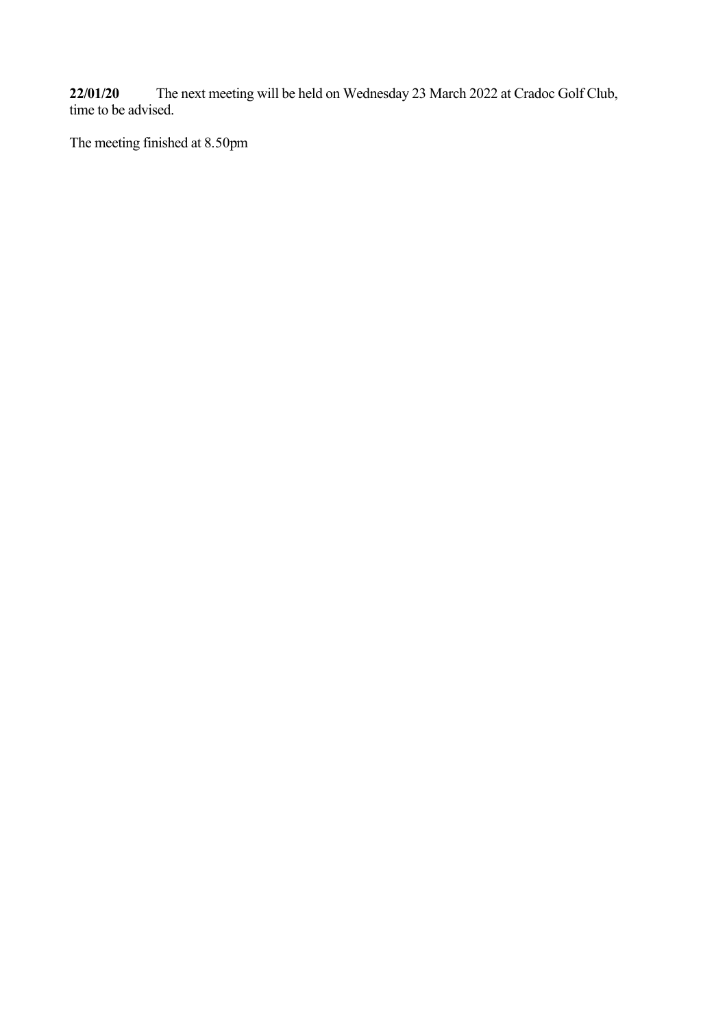**22/01/20** The next meeting will be held on Wednesday 23 March 2022 at Cradoc Golf Club, time to be advised.

The meeting finished at 8.50pm